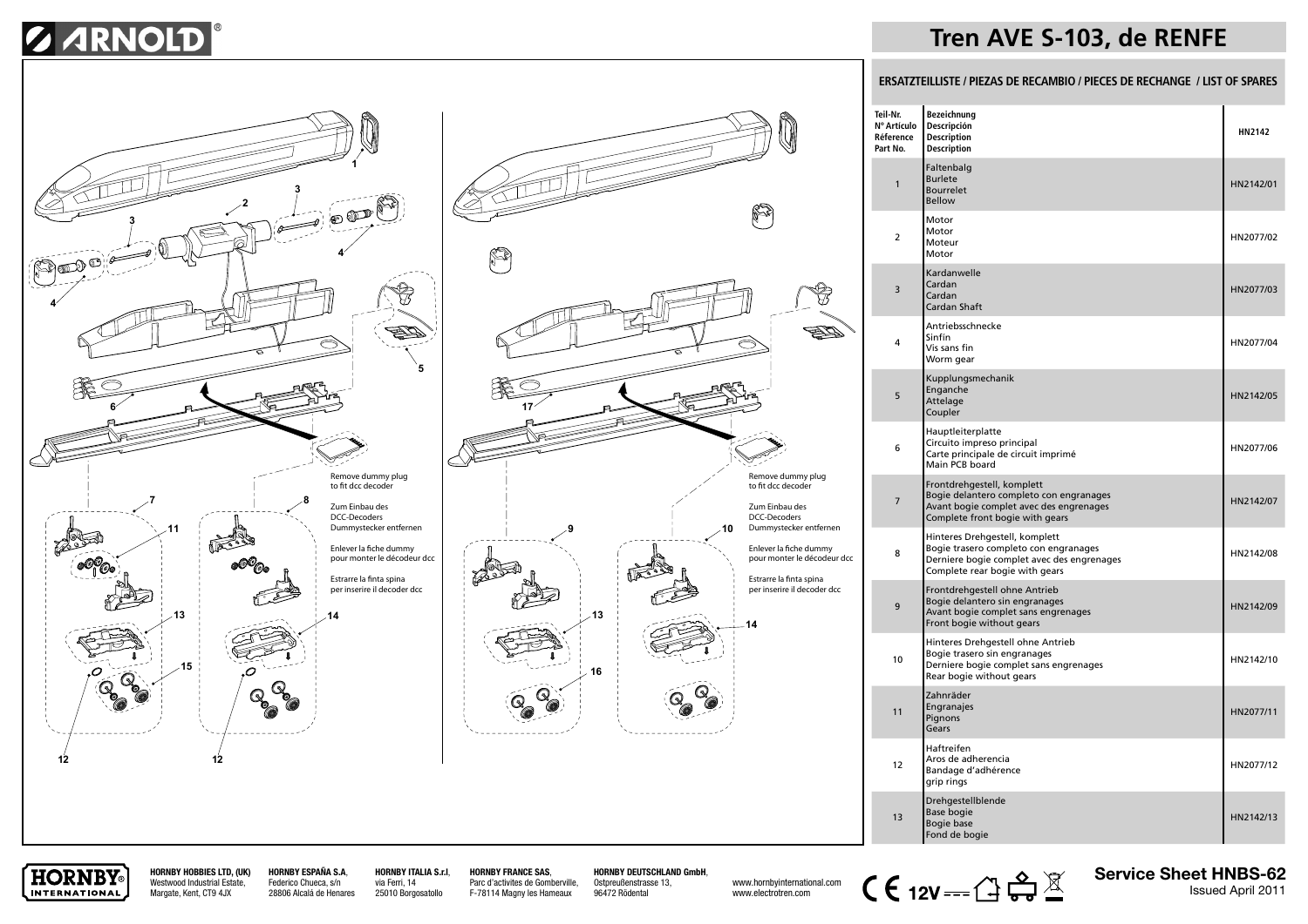# Tren AVE S-103, de RENFE

Remove dummy plug to fit dcc decoder

Zum Einbau des DCC-Decoders Dummystecker entfernen

Enlever la fiche dummy pour monter le décodeur dcc

Estrarre la finta spina per inserire il decoder dcc

Remove dummy plug to fit dcc decoder

Zum Einbau des DCC-Decoders Dummystecker entfernen

Enlever la fiche dummy pour monter le décodeur dcc

Estrarre la finta spina per inserire il decoder dcc

## ERSATZTEILLISTE / PIEZAS DE RECAMBIO / PIECES DE RECHANGE / LIST OF SPARES

| Teil-Nr. N° Artículo Réference Part No. | Bezeichnung Descripción Description Description | HN2142 |
|---|---|---|
| 1 | Faltenbalg Burlete Bourrelet Bellow | HN2142/01 |
| 2 | Motor Motor Moteur Motor | HN2077/02 |
| 3 | Kardanwelle Cardan Cardan Cardan Shaft | HN2077/03 |
| 4 | Antriebsschnecke Sinfin Vis sans fin Worm gear | HN2077/04 |
| 5 | Kupplungsmechanik Enganche Attelage Coupler | HN2142/05 |
| 6 | Hauptleiterplatte Circuito impreso principal Carte principale de circuit imprimé Main PCB board | HN2077/06 |
| 7 | Frontdrehgestell, komplett Bogie delantero completo con engranages Avant bogie complet avec des engrenages Complete front bogie with gears | HN2142/07 |
| 8 | Hinteres Drehgestell, komplett Bogie trasero completo con engranages Derniere bogie complet avec des engrenages Complete rear bogie with gears | HN2142/08 |
| 9 | Frontdrehgestell ohne Antrieb Bogie delantero sin engranages Avant bogie complet sans engrenages Front bogie without gears | HN2142/09 |
| 10 | Hinteres Drehgestell ohne Antrieb Bogie trasero sin engranages Derniere bogie complet sans engrenages Rear bogie without gears | HN2142/10 |
| 11 | Zahnräder Engranajes Pignons Gears | HN2077/11 |
| 12 | Haftreifen Aros de adherencia Bandage d'adhérence grip rings | HN2077/12 |
| 13 | Drehgestellblende Base bogie Bogie base Fond de bogie | HN2142/13 |

**HORNBY HOBBIES LTD, (UK)** Westwood Industrial Estate, Margate, Kent, CT9 4JX

**HORNBY ESPAÑA S.A**, Federico Chueca, s/n 28806 Alcalá de Henares

**HORNBY ITALIA S.r.l**, via Ferri, 14 25010 Borgosatollo

**HORNBY FRANCE SAS**, Parc d'activites de Gomberville, F-78114 Magny les Hameaux

**HORNBY DEUTSCHLAND GmbH**, Ostpreußenstrasse 13, 96472 Rödental

www.hornbyinternational.com www.electrotren.com

12V

**Service Sheet HNBS-62**
Issued April 2011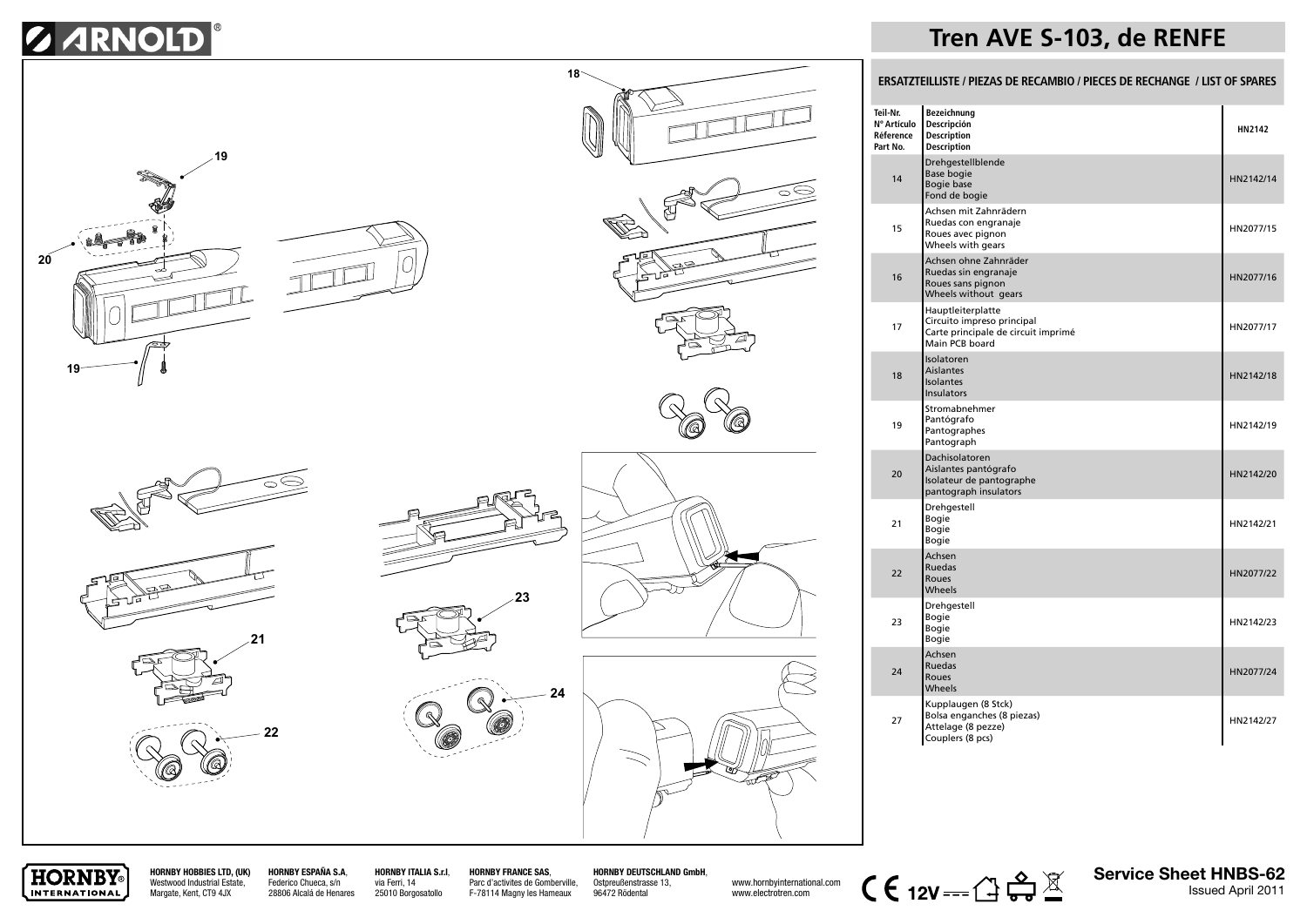# Tren AVE S-103, de RENFE

## ERSATZTEILLISTE / PIEZAS DE RECAMBIO / PIECES DE RECHANGE / LIST OF SPARES

| Teil-Nr. Nº Artículo Réference Part No. | Bezeichnung Descripción Description Description | HN2142 |
|---|---|---|
| 14 | Drehgestellblende Base bogie Bogie base Fond de bogie | HN2142/14 |
| 15 | Achsen mit Zahnrädern Ruedas con engranaje Roues avec pignon Wheels with gears | HN2077/15 |
| 16 | Achsen ohne Zahnräder Ruedas sin engranaje Roues sans pignon Wheels without gears | HN2077/16 |
| 17 | Hauptleiterplatte Circuito impreso principal Carte principale de circuit imprimé Main PCB board | HN2077/17 |
| 18 | Isolatoren Aislantes Isolantes Insulators | HN2142/18 |
| 19 | Stromabnehmer Pantógrafo Pantographes Pantograph | HN2142/19 |
| 20 | Dachisolatoren Aislantes pantógrafo Isolateur de pantographe pantograph insulators | HN2142/20 |
| 21 | Drehgestell Bogie Bogie Bogie | HN2142/21 |
| 22 | Achsen Ruedas Roues Wheels | HN2077/22 |
| 23 | Drehgestell Bogie Bogie Bogie | HN2142/23 |
| 24 | Achsen Ruedas Roues Wheels | HN2077/24 |
| 27 | Kupplaugen (8 Stck) Bolsa enganches (8 piezas) Attelage (8 pezze) Couplers (8 pcs) | HN2142/27 |

18

19

20

19

21

22

23

24

**HORNBY HOBBIES LTD, (UK)** Westwood Industrial Estate, Margate, Kent, CT9 4JX

**HORNBY ESPAÑA S.A**, Federico Chueca, s/n 28806 Alcalá de Henares

**HORNBY ITALIA S.r.l**, via Ferri, 14 25010 Borgosatollo

**HORNBY FRANCE SAS**, Parc d'activites de Gomberville, F-78114 Magny les Hameaux

**HORNBY DEUTSCHLAND GmbH**, Ostpreußenstrasse 13, 96472 Rödental

www.hornbyinternational.com
www.electrotren.com

12V

**Service Sheet HNBS-62**
Issued April 2011